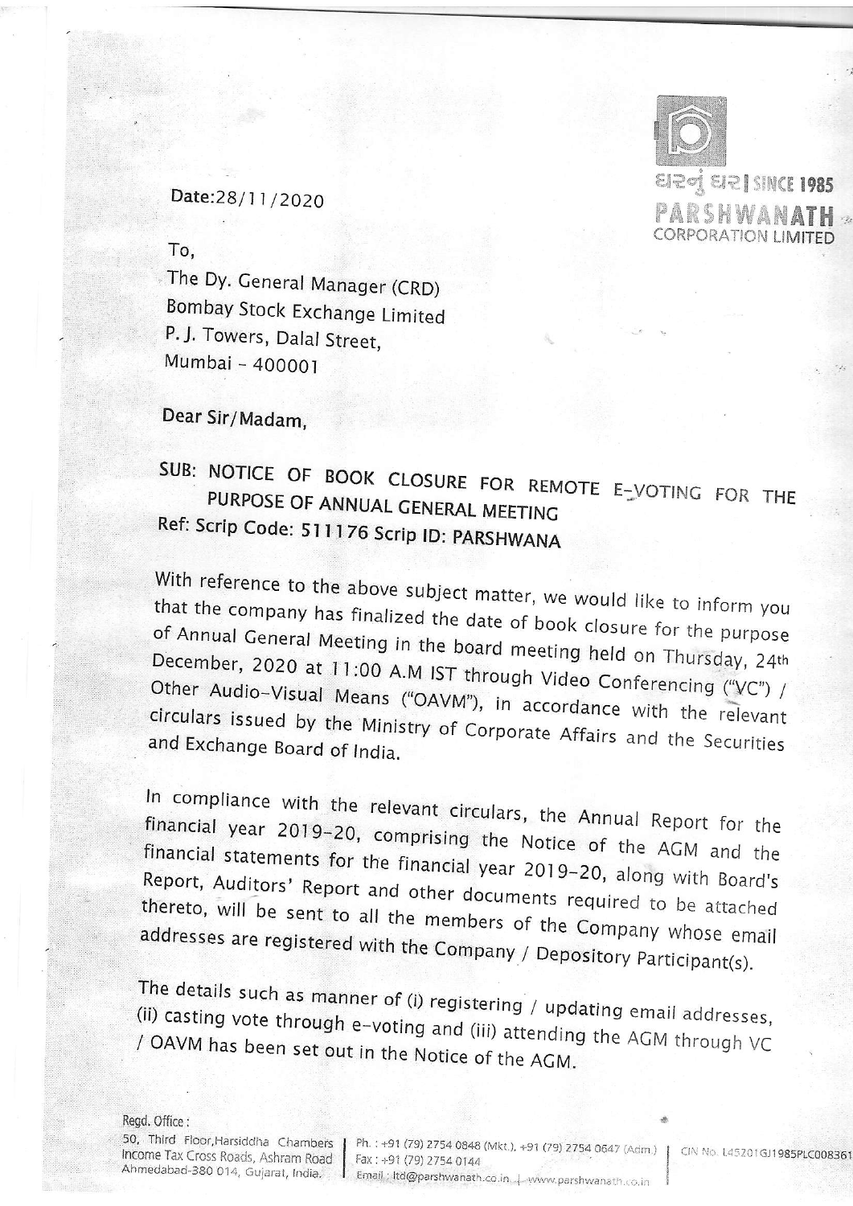ઘરનું ઘર | SINCE 1985
PARSHWANATH
CORPORATION LIMITED

Date:28/11/2020

To,
The Dy. General Manager (CRD)
Bombay Stock Exchange Limited
P. J. Towers, Dalal Street,
Mumbai - 400001

Dear Sir/Madam,

**SUB: NOTICE OF BOOK CLOSURE FOR REMOTE E-VOTING FOR THE PURPOSE OF ANNUAL GENERAL MEETING**
**Ref: Scrip Code: 511176 Scrip ID: PARSHWANA**

With reference to the above subject matter, we would like to inform you that the company has finalized the date of book closure for the purpose of Annual General Meeting in the board meeting held on Thursday, 24th December, 2020 at 11:00 A.M IST through Video Conferencing ("VC") / Other Audio-Visual Means ("OAVM"), in accordance with the relevant circulars issued by the Ministry of Corporate Affairs and the Securities and Exchange Board of India.

In compliance with the relevant circulars, the Annual Report for the financial year 2019-20, comprising the Notice of the AGM and the financial statements for the financial year 2019-20, along with Board's Report, Auditors' Report and other documents required to be attached thereto, will be sent to all the members of the Company whose email addresses are registered with the Company / Depository Participant(s).

The details such as manner of (i) registering / updating email addresses, (ii) casting vote through e-voting and (iii) attending the AGM through VC / OAVM has been set out in the Notice of the AGM.

Regd. Office:
50, Third Floor,Harsiddha Chambers
Income Tax Cross Roads, Ashram Road
Ahmedabad-380 014, Gujarat, India.

Ph. : +91 (79) 2754 0848 (Mkt.), +91 (79) 2754 0647 (Adm.)
Fax : +91 (79) 2754 0144
Email : ltd@parshwanath.co.in | www.parshwanath.co.in

CIN No. L45201GJ1985PLC008361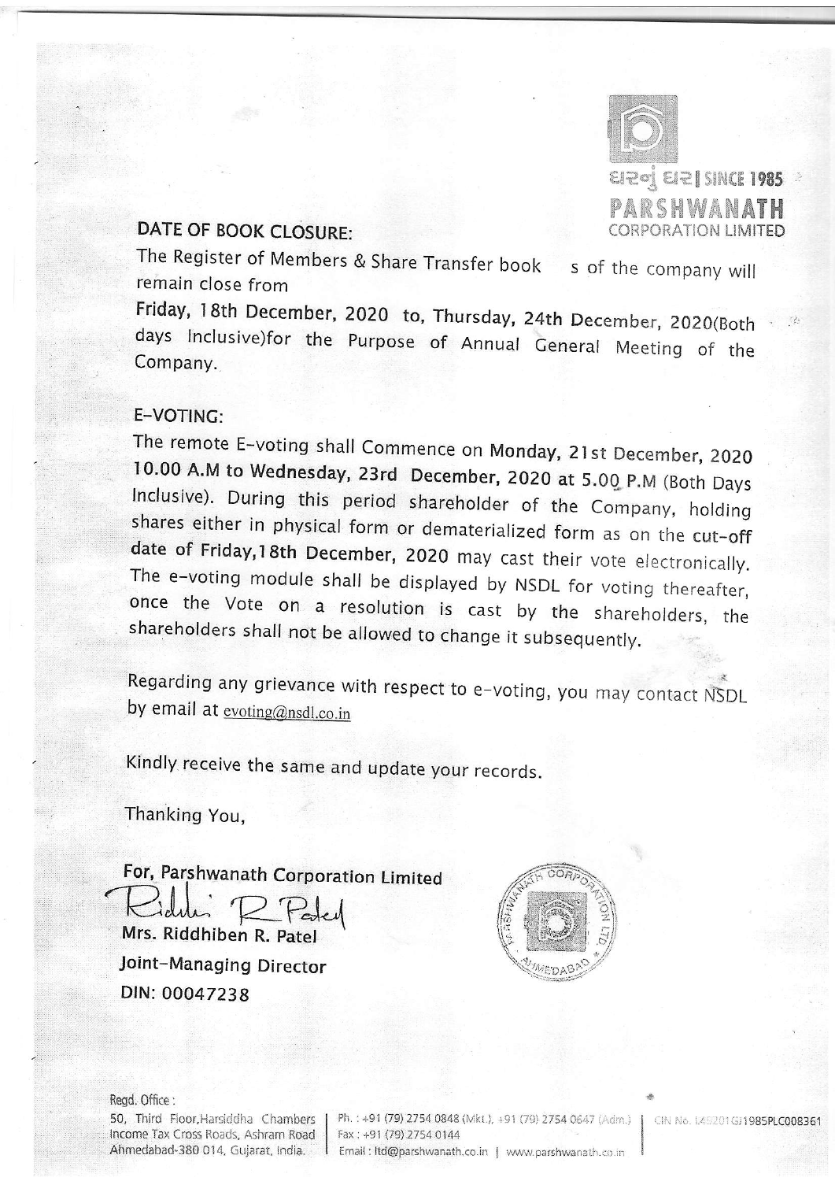ઘરનું ઘર | SINCE 1985
PARSHWANATH
CORPORATION LIMITED

**DATE OF BOOK CLOSURE:**

The Register of Members & Share Transfer book s of the company will remain close from

**Friday, 18th December, 2020 to, Thursday, 24th December,** 2020(Both days Inclusive)for the Purpose of Annual General Meeting of the Company.

**E-VOTING:**

The remote E-voting shall Commence on **Monday, 21st December, 2020 10.00 A.M to Wednesday, 23rd December, 2020 at 5.00 P.M** (Both Days Inclusive). During this period shareholder of the Company, holding shares either in physical form or dematerialized form as on the **cut-off date of Friday,18th December, 2020** may cast their vote electronically. The e-voting module shall be displayed by NSDL for voting thereafter, once the Vote on a resolution is cast by the shareholders, the shareholders shall not be allowed to change it subsequently.

Regarding any grievance with respect to e-voting, you may contact NSDL by email at evoting@nsdl.co.in

Kindly receive the same and update your records.

Thanking You,

**For, Parshwanath Corporation Limited**

**Mrs. Riddhiben R. Patel**
**Joint-Managing Director**
**DIN: 00047238**

Regd. Office :
50, Third Floor,Harsiddha Chambers Income Tax Cross Roads, Ashram Road Ahmedabad-380 014, Gujarat, India.

Ph. : +91 (79) 2754 0848 (Mkt.), +91 (79) 2754 0647 (Adm.)
Fax : +91 (79) 2754 0144
Email : ltd@parshwanath.co.in | www.parshwanath.co.in

CIN No. L45201GJ1985PLC008361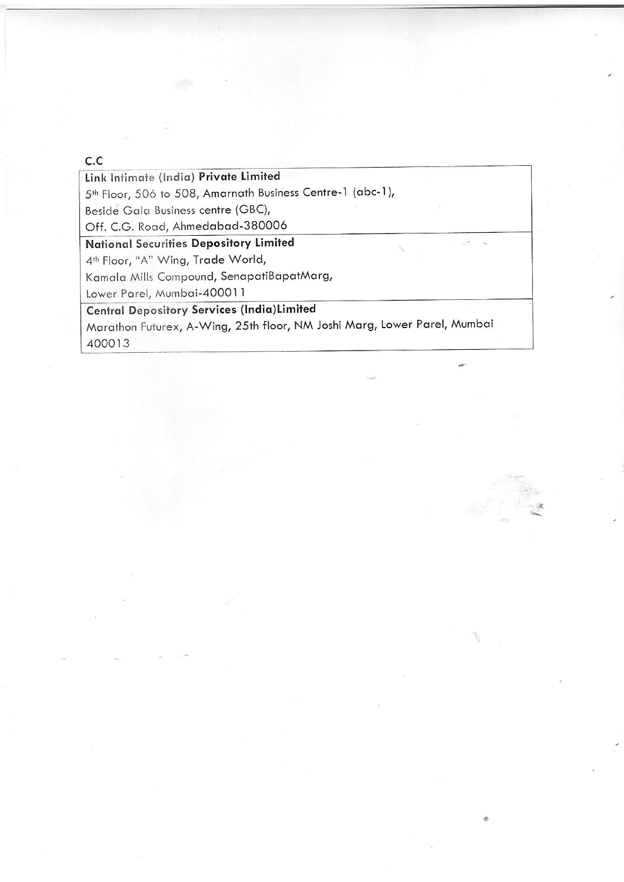C.C

| |
|---|
| **Link Intimate (India) Private Limited**<br>5th Floor, 506 to 508, Amarnath Business Centre-1 (abc-1),<br>Beside Gala Business centre (GBC),<br>Off. C.G. Road, Ahmedabad-380006 |
| **National Securities Depository Limited**<br>4th Floor, "A" Wing, Trade World,<br>Kamala Mills Compound, SenapatiBapatMarg,<br>Lower Parel, Mumbai-400011 |
| **Central Depository Services (India)Limited**<br>Marathon Futurex, A-Wing, 25th floor, NM Joshi Marg, Lower Parel, Mumbai 400013 |